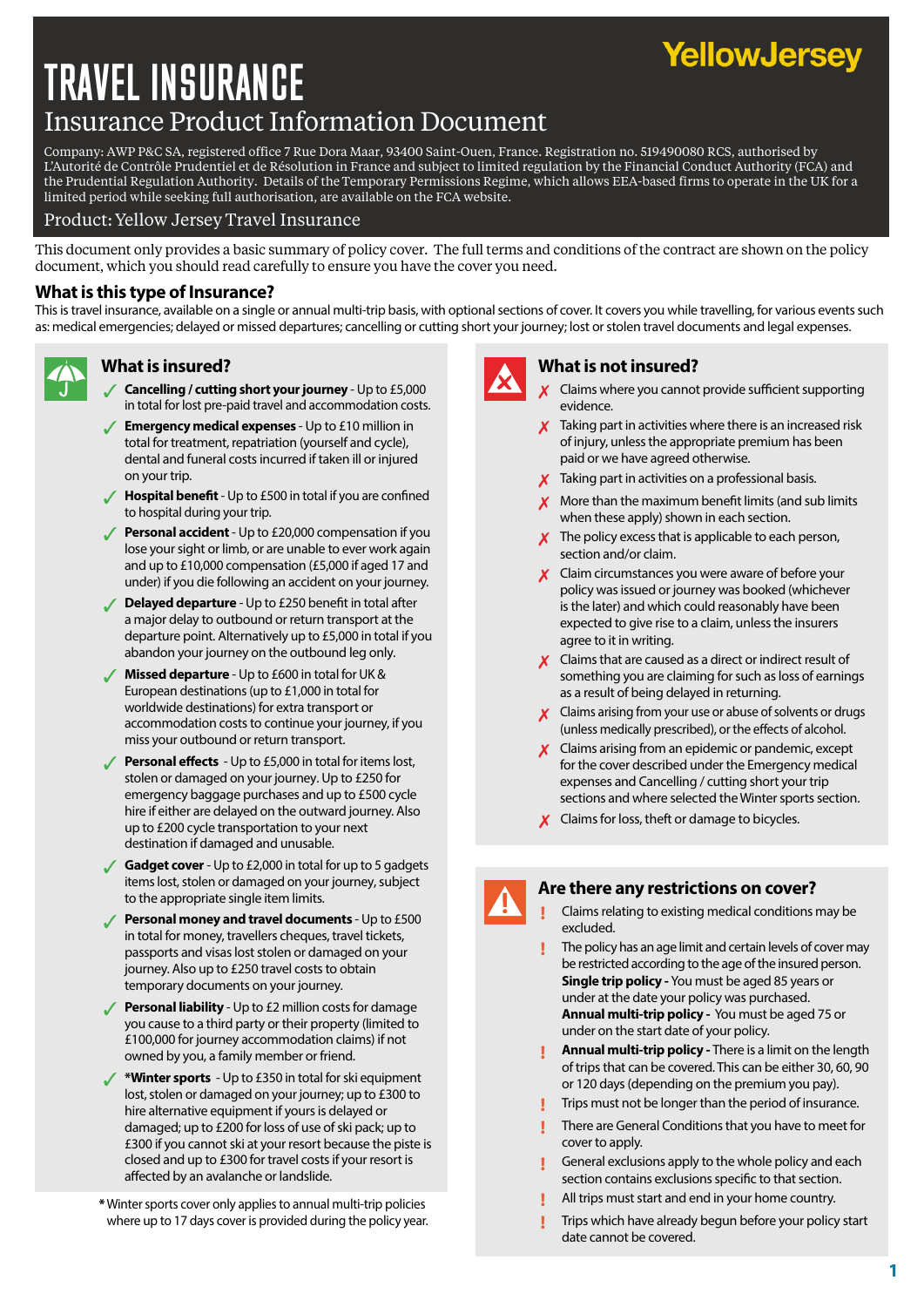# TRAVEL INSURANCE

YellowJersey

## Insurance Product Information Document

Company: AWP P&C SA, registered office 7 Rue Dora Maar, 93400 Saint-Ouen, France. Registration no. 519490080 RCS, authorised by L'Autorité de Contrôle Prudentiel et de Résolution in France and subject to limited regulation by the Financial Conduct Authority (FCA) and the Prudential Regulation Authority. Details of the Temporary Permissions Regime, which allows EEA-based firms to operate in the UK for a limited period while seeking full authorisation, are available on the FCA website.

Product: Yellow Jersey Travel Insurance

This document only provides a basic summary of policy cover. The full terms and conditions of the contract are shown on the policy document, which you should read carefully to ensure you have the cover you need.

### What is this type of Insurance?

This is travel insurance, available on a single or annual multi-trip basis, with optional sections of cover. It covers you while travelling, for various events such as: medical emergencies; delayed or missed departures; cancelling or cutting short your journey; lost or stolen travel documents and legal expenses.

### What is insured?

- ✓ **Cancelling / cutting short your journey** - Up to £5,000 in total for lost pre-paid travel and accommodation costs.
- ✓ **Emergency medical expenses** - Up to £10 million in total for treatment, repatriation (yourself and cycle), dental and funeral costs incurred if taken ill or injured on your trip.
- ✓ **Hospital benefit** - Up to £500 in total if you are confined to hospital during your trip.
- ✓ **Personal accident** - Up to £20,000 compensation if you lose your sight or limb, or are unable to ever work again and up to £10,000 compensation (£5,000 if aged 17 and under) if you die following an accident on your journey.
- ✓ **Delayed departure** - Up to £250 benefit in total after a major delay to outbound or return transport at the departure point. Alternatively up to £5,000 in total if you abandon your journey on the outbound leg only.
- ✓ **Missed departure** - Up to £600 in total for UK & European destinations (up to £1,000 in total for worldwide destinations) for extra transport or accommodation costs to continue your journey, if you miss your outbound or return transport.
- ✓ **Personal effects** - Up to £5,000 in total for items lost, stolen or damaged on your journey. Up to £250 for emergency baggage purchases and up to £500 cycle hire if either are delayed on the outward journey. Also up to £200 cycle transportation to your next destination if damaged and unusable.
- ✓ **Gadget cover** - Up to £2,000 in total for up to 5 gadgets items lost, stolen or damaged on your journey, subject to the appropriate single item limits.
- ✓ **Personal money and travel documents** - Up to £500 in total for money, travellers cheques, travel tickets, passports and visas lost stolen or damaged on your journey. Also up to £250 travel costs to obtain temporary documents on your journey.
- ✓ **Personal liability** - Up to £2 million costs for damage you cause to a third party or their property (limited to £100,000 for journey accommodation claims) if not owned by you, a family member or friend.
- ✓ ***Winter sports** - Up to £350 in total for ski equipment lost, stolen or damaged on your journey; up to £300 to hire alternative equipment if yours is delayed or damaged; up to £200 for loss of use of ski pack; up to £300 if you cannot ski at your resort because the piste is closed and up to £300 for travel costs if your resort is affected by an avalanche or landslide.

* Winter sports cover only applies to annual multi-trip policies where up to 17 days cover is provided during the policy year.

### What is not insured?

- ✗ Claims where you cannot provide sufficient supporting evidence.
- ✗ Taking part in activities where there is an increased risk of injury, unless the appropriate premium has been paid or we have agreed otherwise.
- ✗ Taking part in activities on a professional basis.
- ✗ More than the maximum benefit limits (and sub limits when these apply) shown in each section.
- ✗ The policy excess that is applicable to each person, section and/or claim.
- ✗ Claim circumstances you were aware of before your policy was issued or journey was booked (whichever is the later) and which could reasonably have been expected to give rise to a claim, unless the insurers agree to it in writing.
- ✗ Claims that are caused as a direct or indirect result of something you are claiming for such as loss of earnings as a result of being delayed in returning.
- ✗ Claims arising from your use or abuse of solvents or drugs (unless medically prescribed), or the effects of alcohol.
- ✗ Claims arising from an epidemic or pandemic, except for the cover described under the Emergency medical expenses and Cancelling / cutting short your trip sections and where selected the Winter sports section.
- ✗ Claims for loss, theft or damage to bicycles.

### Are there any restrictions on cover?

- ! Claims relating to existing medical conditions may be excluded.
- ! The policy has an age limit and certain levels of cover may be restricted according to the age of the insured person. **Single trip policy -** You must be aged 85 years or under at the date your policy was purchased. **Annual multi-trip policy -** You must be aged 75 or under on the start date of your policy.
- ! **Annual multi-trip policy -** There is a limit on the length of trips that can be covered. This can be either 30, 60, 90 or 120 days (depending on the premium you pay).
- ! Trips must not be longer than the period of insurance.
- ! There are General Conditions that you have to meet for cover to apply.
- ! General exclusions apply to the whole policy and each section contains exclusions specific to that section.
- ! All trips must start and end in your home country.
- ! Trips which have already begun before your policy start date cannot be covered.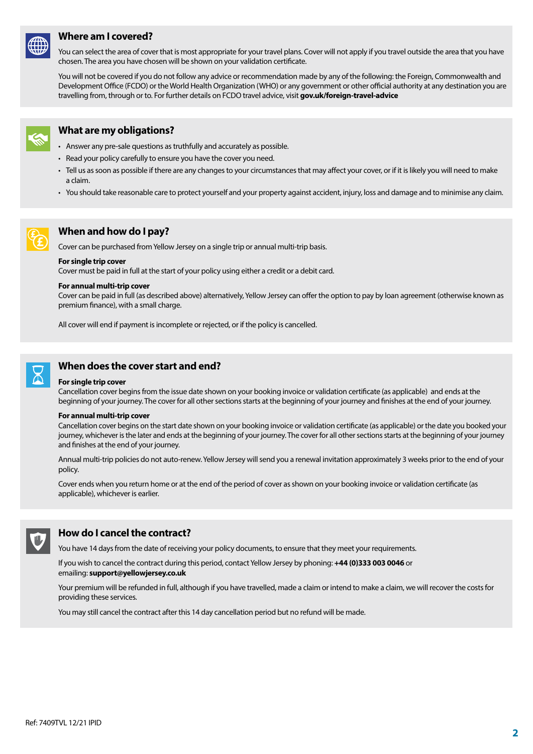## Where am I covered?

You can select the area of cover that is most appropriate for your travel plans. Cover will not apply if you travel outside the area that you have chosen. The area you have chosen will be shown on your validation certificate.

You will not be covered if you do not follow any advice or recommendation made by any of the following: the Foreign, Commonwealth and Development Office (FCDO) or the World Health Organization (WHO) or any government or other official authority at any destination you are travelling from, through or to. For further details on FCDO travel advice, visit **gov.uk/foreign-travel-advice**

## What are my obligations?

- Answer any pre-sale questions as truthfully and accurately as possible.
- Read your policy carefully to ensure you have the cover you need.
- Tell us as soon as possible if there are any changes to your circumstances that may affect your cover, or if it is likely you will need to make a claim.
- You should take reasonable care to protect yourself and your property against accident, injury, loss and damage and to minimise any claim.

## When and how do I pay?

Cover can be purchased from Yellow Jersey on a single trip or annual multi-trip basis.

**For single trip cover**
Cover must be paid in full at the start of your policy using either a credit or a debit card.

**For annual multi-trip cover**
Cover can be paid in full (as described above) alternatively, Yellow Jersey can offer the option to pay by loan agreement (otherwise known as premium finance), with a small charge.

All cover will end if payment is incomplete or rejected, or if the policy is cancelled.

## When does the cover start and end?

**For single trip cover**
Cancellation cover begins from the issue date shown on your booking invoice or validation certificate (as applicable) and ends at the beginning of your journey. The cover for all other sections starts at the beginning of your journey and finishes at the end of your journey.

**For annual multi-trip cover**
Cancellation cover begins on the start date shown on your booking invoice or validation certificate (as applicable) or the date you booked your journey, whichever is the later and ends at the beginning of your journey. The cover for all other sections starts at the beginning of your journey and finishes at the end of your journey.

Annual multi-trip policies do not auto-renew. Yellow Jersey will send you a renewal invitation approximately 3 weeks prior to the end of your policy.

Cover ends when you return home or at the end of the period of cover as shown on your booking invoice or validation certificate (as applicable), whichever is earlier.

## How do I cancel the contract?

You have 14 days from the date of receiving your policy documents, to ensure that they meet your requirements.

If you wish to cancel the contract during this period, contact Yellow Jersey by phoning: **+44 (0)333 003 0046** or emailing: **support@yellowjersey.co.uk**

Your premium will be refunded in full, although if you have travelled, made a claim or intend to make a claim, we will recover the costs for providing these services.

You may still cancel the contract after this 14 day cancellation period but no refund will be made.

Ref: 7409TVL 12/21 IPID